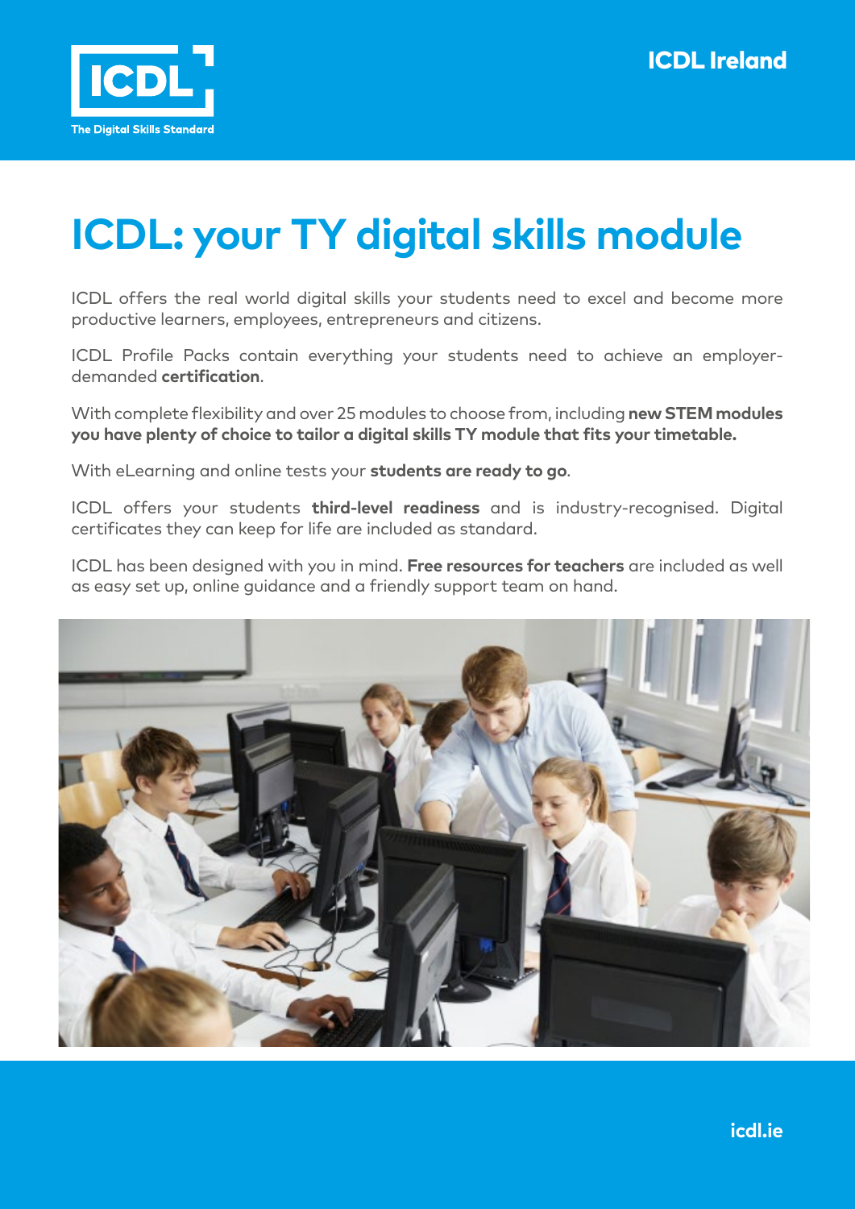ICDL

The Digital Skills Standard

ICDL Ireland

# ICDL: your TY digital skills module

ICDL offers the real world digital skills your students need to excel and become more productive learners, employees, entrepreneurs and citizens.

ICDL Profile Packs contain everything your students need to achieve an employer-demanded **certification**.

With complete flexibility and over 25 modules to choose from, including **new STEM modules you have plenty of choice to tailor a digital skills TY module that fits your timetable.**

With eLearning and online tests your **students are ready to go**.

ICDL offers your students **third-level readiness** and is industry-recognised. Digital certificates they can keep for life are included as standard.

ICDL has been designed with you in mind. **Free resources for teachers** are included as well as easy set up, online guidance and a friendly support team on hand.

icdl.ie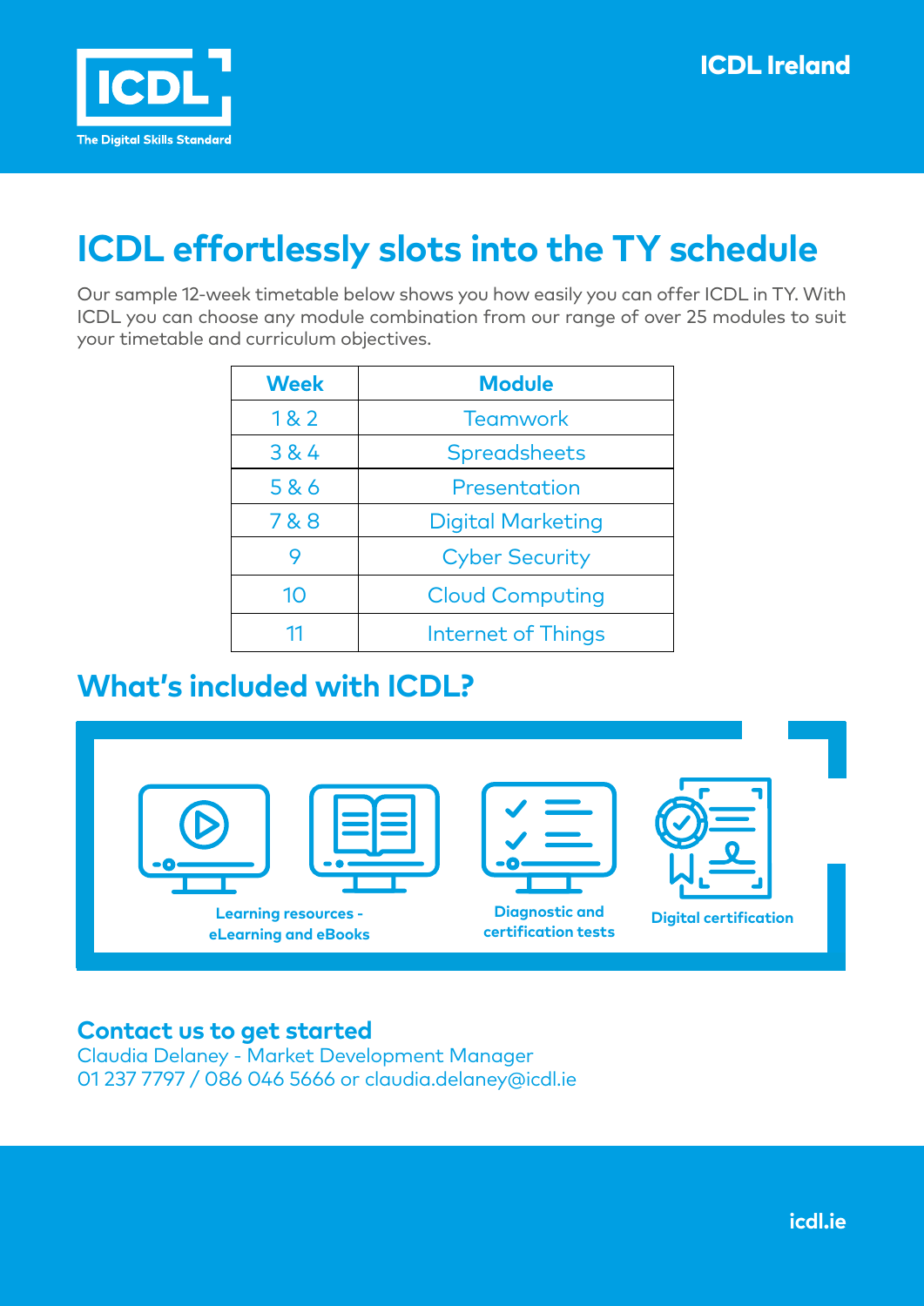# ICDL effortlessly slots into the TY schedule

Our sample 12-week timetable below shows you how easily you can offer ICDL in TY. With ICDL you can choose any module combination from our range of over 25 modules to suit your timetable and curriculum objectives.

| Week | Module |
|---|---|
| 1 & 2 | Teamwork |
| 3 & 4 | Spreadsheets |
| 5 & 6 | Presentation |
| 7 & 8 | Digital Marketing |
| 9 | Cyber Security |
| 10 | Cloud Computing |
| 11 | Internet of Things |

## What's included with ICDL?

- **Learning resources - eLearning and eBooks**
- **Diagnostic and certification tests**
- **Digital certification**

## Contact us to get started

Claudia Delaney - Market Development Manager
01 237 7797 / 086 046 5666 or claudia.delaney@icdl.ie

**icdl.ie**